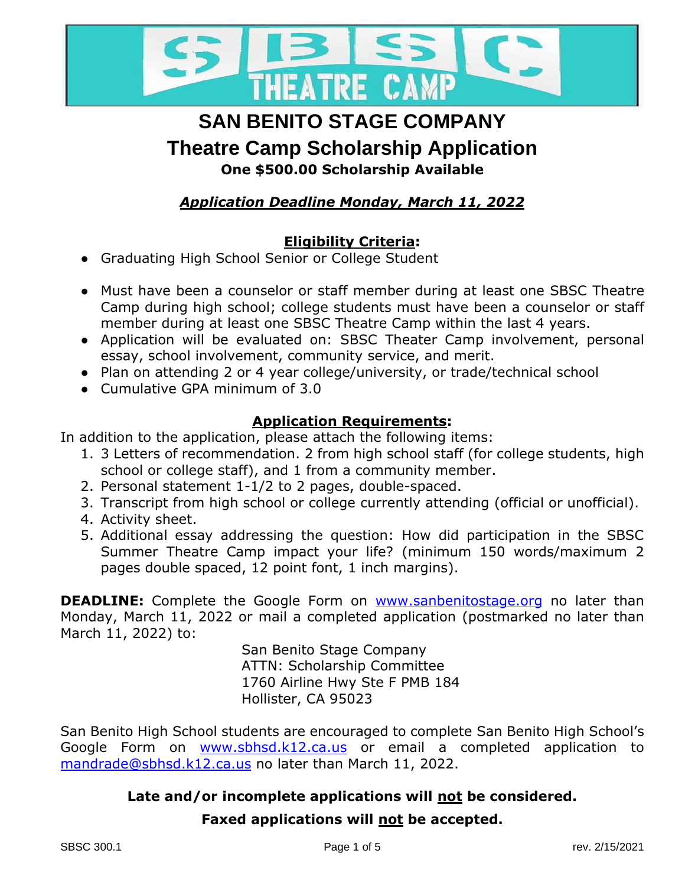# SAN BENITO STAGE COMPANY

## Theatre Camp Scholarship Application

**One $500.00 Scholarship Available**

***Application Deadline Monday, March 11, 2022***

### Eligibility Criteria:

- Graduating High School Senior or College Student
- Must have been a counselor or staff member during at least one SBSC Theatre Camp during high school; college students must have been a counselor or staff member during at least one SBSC Theatre Camp within the last 4 years.
- Application will be evaluated on: SBSC Theater Camp involvement, personal essay, school involvement, community service, and merit.
- Plan on attending 2 or 4 year college/university, or trade/technical school
- Cumulative GPA minimum of 3.0

### Application Requirements:

In addition to the application, please attach the following items:

1. 3 Letters of recommendation. 2 from high school staff (for college students, high school or college staff), and 1 from a community member.
2. Personal statement 1-1/2 to 2 pages, double-spaced.
3. Transcript from high school or college currently attending (official or unofficial).
4. Activity sheet.
5. Additional essay addressing the question: How did participation in the SBSC Summer Theatre Camp impact your life? (minimum 150 words/maximum 2 pages double spaced, 12 point font, 1 inch margins).

**DEADLINE:** Complete the Google Form on www.sanbenitostage.org no later than Monday, March 11, 2022 or mail a completed application (postmarked no later than March 11, 2022) to:

San Benito Stage Company
ATTN: Scholarship Committee
1760 Airline Hwy Ste F PMB 184
Hollister, CA 95023

San Benito High School students are encouraged to complete San Benito High School's Google Form on www.sbhsd.k12.ca.us or email a completed application to mandrade@sbhsd.k12.ca.us no later than March 11, 2022.

**Late and/or incomplete applications will not be considered.**

**Faxed applications will not be accepted.**

SBSC 300.1 rev. 2/15/2021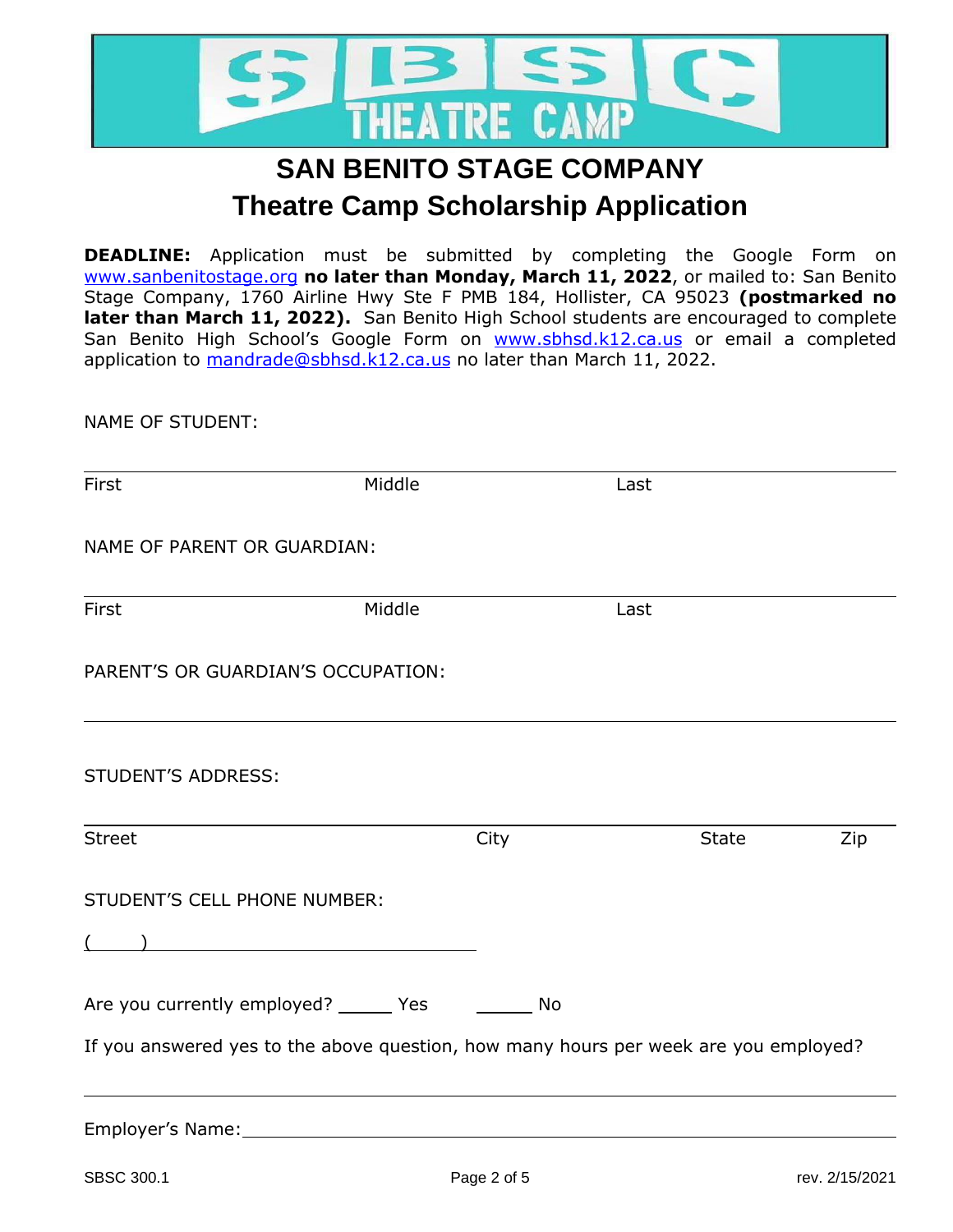# SAN BENITO STAGE COMPANY

## Theatre Camp Scholarship Application

**DEADLINE:** Application must be submitted by completing the Google Form on www.sanbenitostage.org **no later than Monday, March 11, 2022**, or mailed to: San Benito Stage Company, 1760 Airline Hwy Ste F PMB 184, Hollister, CA 95023 **(postmarked no later than March 11, 2022).** San Benito High School students are encouraged to complete San Benito High School's Google Form on www.sbhsd.k12.ca.us or email a completed application to mandrade@sbhsd.k12.ca.us no later than March 11, 2022.

NAME OF STUDENT:

_______________________________________________

First Middle Last

NAME OF PARENT OR GUARDIAN:

_______________________________________________

First Middle Last

PARENT'S OR GUARDIAN'S OCCUPATION:

_______________________________________________

STUDENT'S ADDRESS:

_______________________________________________

Street City State Zip

STUDENT'S CELL PHONE NUMBER:

( ) ______________________________

Are you currently employed? _____ Yes _____ No

If you answered yes to the above question, how many hours per week are you employed?

_______________________________________________

Employer's Name: ________________________________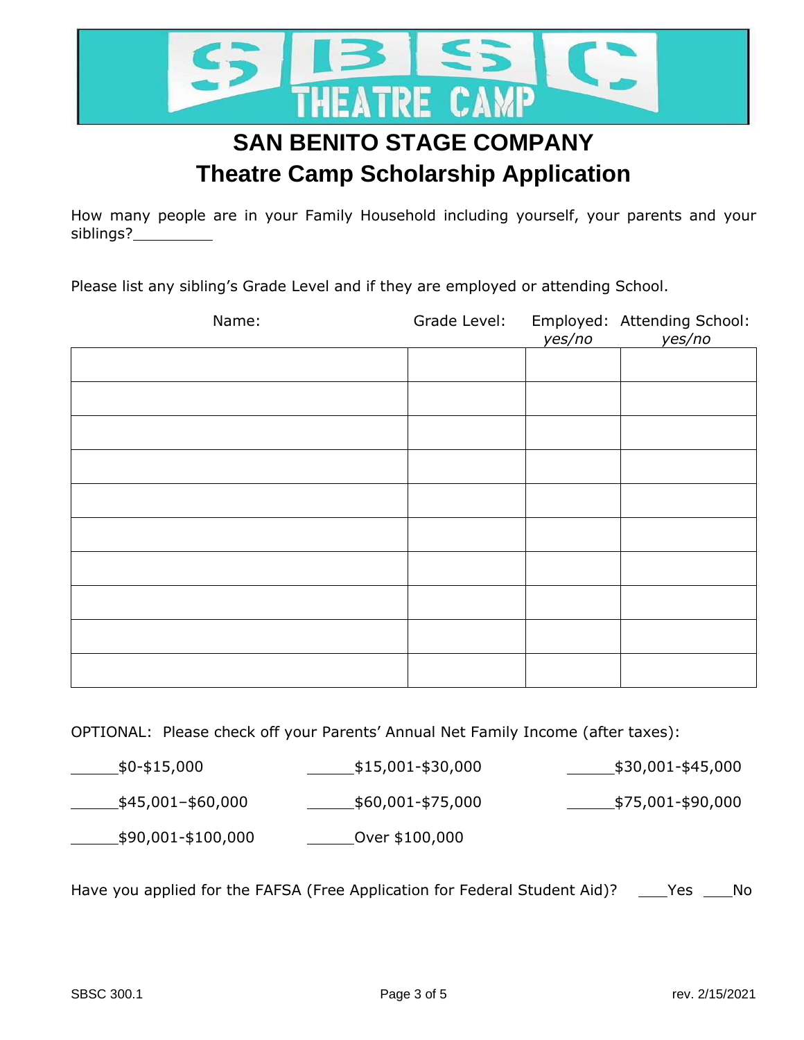# SAN BENITO STAGE COMPANY

## Theatre Camp Scholarship Application

How many people are in your Family Household including yourself, your parents and your siblings?_________

Please list any sibling's Grade Level and if they are employed or attending School.

| Name: | Grade Level: | Employed: *yes/no* | Attending School: *yes/no* |
|---|---|---|---|
| | | | |
| | | | |
| | | | |
| | | | |
| | | | |
| | | | |
| | | | |
| | | | |
| | | | |
| | | | |

OPTIONAL: Please check off your Parents' Annual Net Family Income (after taxes):

______$0-$15,000 ______$15,001-$30,000 ______$30,001-$45,000

______$45,001–$60,000 ______$60,001-$75,000 ______$75,001-$90,000

______$90,001-$100,000 ______Over $100,000

Have you applied for the FAFSA (Free Application for Federal Student Aid)? ___Yes ___No

SBSC 300.1 rev. 2/15/2021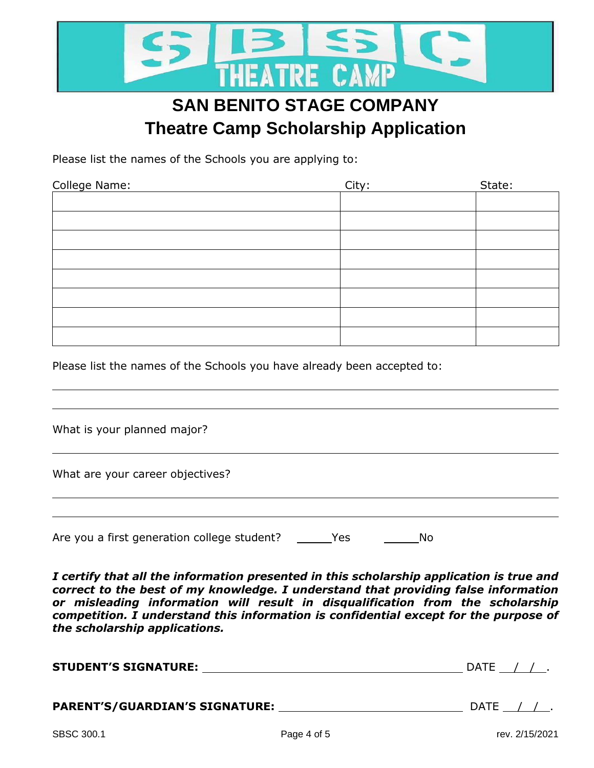# SAN BENITO STAGE COMPANY

## Theatre Camp Scholarship Application

Please list the names of the Schools you are applying to:

| College Name: | City: | State: |
|---|---|---|
| | | |
| | | |
| | | |
| | | |
| | | |
| | | |
| | | |
| | | |

Please list the names of the Schools you have already been accepted to:

\_\_\_\_\_\_\_\_\_\_\_\_\_\_\_\_\_\_\_\_\_\_\_\_\_\_\_\_\_\_\_\_\_\_\_\_\_\_\_\_\_\_\_\_\_\_\_\_\_\_\_\_\_\_\_\_\_\_\_\_

\_\_\_\_\_\_\_\_\_\_\_\_\_\_\_\_\_\_\_\_\_\_\_\_\_\_\_\_\_\_\_\_\_\_\_\_\_\_\_\_\_\_\_\_\_\_\_\_\_\_\_\_\_\_\_\_\_\_\_\_

What is your planned major?

\_\_\_\_\_\_\_\_\_\_\_\_\_\_\_\_\_\_\_\_\_\_\_\_\_\_\_\_\_\_\_\_\_\_\_\_\_\_\_\_\_\_\_\_\_\_\_\_\_\_\_\_\_\_\_\_\_\_\_\_

What are your career objectives?

\_\_\_\_\_\_\_\_\_\_\_\_\_\_\_\_\_\_\_\_\_\_\_\_\_\_\_\_\_\_\_\_\_\_\_\_\_\_\_\_\_\_\_\_\_\_\_\_\_\_\_\_\_\_\_\_\_\_\_\_

\_\_\_\_\_\_\_\_\_\_\_\_\_\_\_\_\_\_\_\_\_\_\_\_\_\_\_\_\_\_\_\_\_\_\_\_\_\_\_\_\_\_\_\_\_\_\_\_\_\_\_\_\_\_\_\_\_\_\_\_

Are you a first generation college student? \_\_\_\_\_Yes \_\_\_\_\_No

***I certify that all the information presented in this scholarship application is true and correct to the best of my knowledge. I understand that providing false information or misleading information will result in disqualification from the scholarship competition. I understand this information is confidential except for the purpose of the scholarship applications.***

**STUDENT'S SIGNATURE:** \_\_\_\_\_\_\_\_\_\_\_\_\_\_\_\_\_\_\_\_\_\_\_\_\_\_\_\_\_\_\_\_\_\_\_\_\_\_\_\_ DATE \_\_/\_\_/\_\_.

**PARENT'S/GUARDIAN'S SIGNATURE:** \_\_\_\_\_\_\_\_\_\_\_\_\_\_\_\_\_\_\_\_\_\_\_\_\_\_\_\_\_\_ DATE \_\_/\_\_/\_\_.

SBSC 300.1 rev. 2/15/2021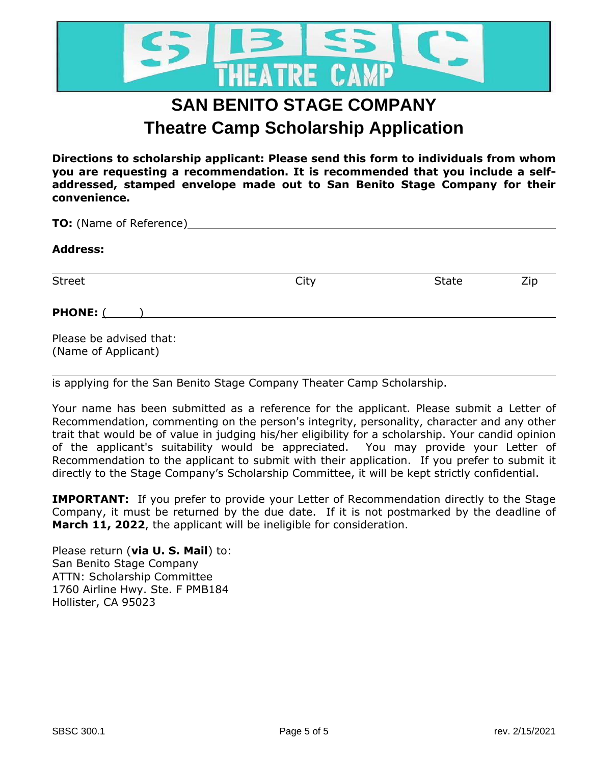# SAN BENITO STAGE COMPANY

## Theatre Camp Scholarship Application

**Directions to scholarship applicant: Please send this form to individuals from whom you are requesting a recommendation. It is recommended that you include a self-addressed, stamped envelope made out to San Benito Stage Company for their convenience.**

**TO:** (Name of Reference)\_\_\_\_\_\_\_\_\_\_\_\_\_\_\_\_\_\_\_\_\_\_\_\_\_\_\_\_\_\_\_\_\_\_\_\_\_\_\_\_\_\_\_\_

**Address:**

\_\_\_\_\_\_\_\_\_\_\_\_\_\_\_\_\_\_\_\_\_\_\_\_\_\_\_\_\_\_\_\_\_\_\_\_\_\_\_\_\_\_\_\_\_\_\_\_\_\_\_\_\_\_\_\_\_\_\_\_\_\_\_\_

Street City State Zip

**PHONE:** ( ) \_\_\_\_\_\_\_\_\_\_\_\_\_\_\_\_\_\_\_\_\_\_\_\_\_\_\_\_\_\_\_\_\_\_\_\_\_\_\_\_\_\_\_\_\_\_\_\_\_\_\_\_\_

Please be advised that:
(Name of Applicant)

\_\_\_\_\_\_\_\_\_\_\_\_\_\_\_\_\_\_\_\_\_\_\_\_\_\_\_\_\_\_\_\_\_\_\_\_\_\_\_\_\_\_\_\_\_\_\_\_\_\_\_\_\_\_\_\_\_\_\_\_\_\_\_\_
is applying for the San Benito Stage Company Theater Camp Scholarship.

Your name has been submitted as a reference for the applicant. Please submit a Letter of Recommendation, commenting on the person's integrity, personality, character and any other trait that would be of value in judging his/her eligibility for a scholarship. Your candid opinion of the applicant's suitability would be appreciated. You may provide your Letter of Recommendation to the applicant to submit with their application. If you prefer to submit it directly to the Stage Company's Scholarship Committee, it will be kept strictly confidential.

**IMPORTANT:** If you prefer to provide your Letter of Recommendation directly to the Stage Company, it must be returned by the due date. If it is not postmarked by the deadline of **March 11, 2022**, the applicant will be ineligible for consideration.

Please return (**via U. S. Mail**) to:
San Benito Stage Company
ATTN: Scholarship Committee
1760 Airline Hwy. Ste. F PMB184
Hollister, CA 95023

SBSC 300.1 rev. 2/15/2021